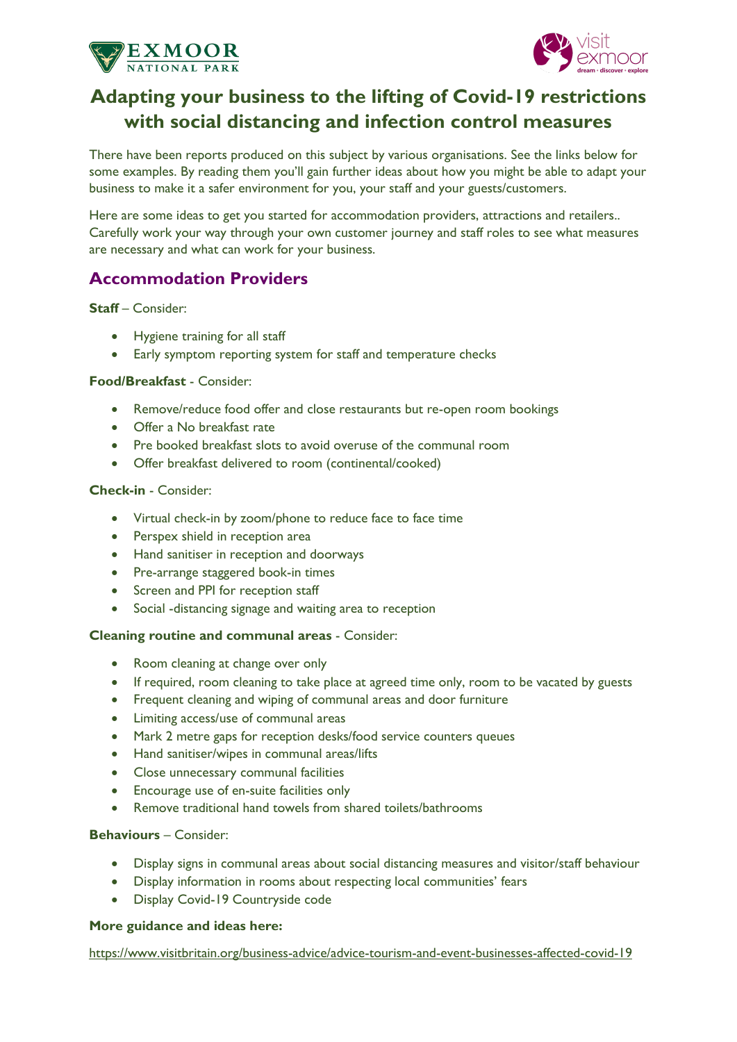# Adapting your business to the lifting of Covid-19 restrictions with social distancing and infection control measures

There have been reports produced on this subject by various organisations. See the links below for some examples. By reading them you'll gain further ideas about how you might be able to adapt your business to make it a safer environment for you, your staff and your guests/customers.

Here are some ideas to get you started for accommodation providers, attractions and retailers.. Carefully work your way through your own customer journey and staff roles to see what measures are necessary and what can work for your business.

## Accommodation Providers

**Staff** – Consider:

- Hygiene training for all staff
- Early symptom reporting system for staff and temperature checks

**Food/Breakfast** - Consider:

- Remove/reduce food offer and close restaurants but re-open room bookings
- Offer a No breakfast rate
- Pre booked breakfast slots to avoid overuse of the communal room
- Offer breakfast delivered to room (continental/cooked)

**Check-in** - Consider:

- Virtual check-in by zoom/phone to reduce face to face time
- Perspex shield in reception area
- Hand sanitiser in reception and doorways
- Pre-arrange staggered book-in times
- Screen and PPI for reception staff
- Social -distancing signage and waiting area to reception

**Cleaning routine and communal areas** - Consider:

- Room cleaning at change over only
- If required, room cleaning to take place at agreed time only, room to be vacated by guests
- Frequent cleaning and wiping of communal areas and door furniture
- Limiting access/use of communal areas
- Mark 2 metre gaps for reception desks/food service counters queues
- Hand sanitiser/wipes in communal areas/lifts
- Close unnecessary communal facilities
- Encourage use of en-suite facilities only
- Remove traditional hand towels from shared toilets/bathrooms

**Behaviours** – Consider:

- Display signs in communal areas about social distancing measures and visitor/staff behaviour
- Display information in rooms about respecting local communities' fears
- Display Covid-19 Countryside code

**More guidance and ideas here:**

https://www.visitbritain.org/business-advice/advice-tourism-and-event-businesses-affected-covid-19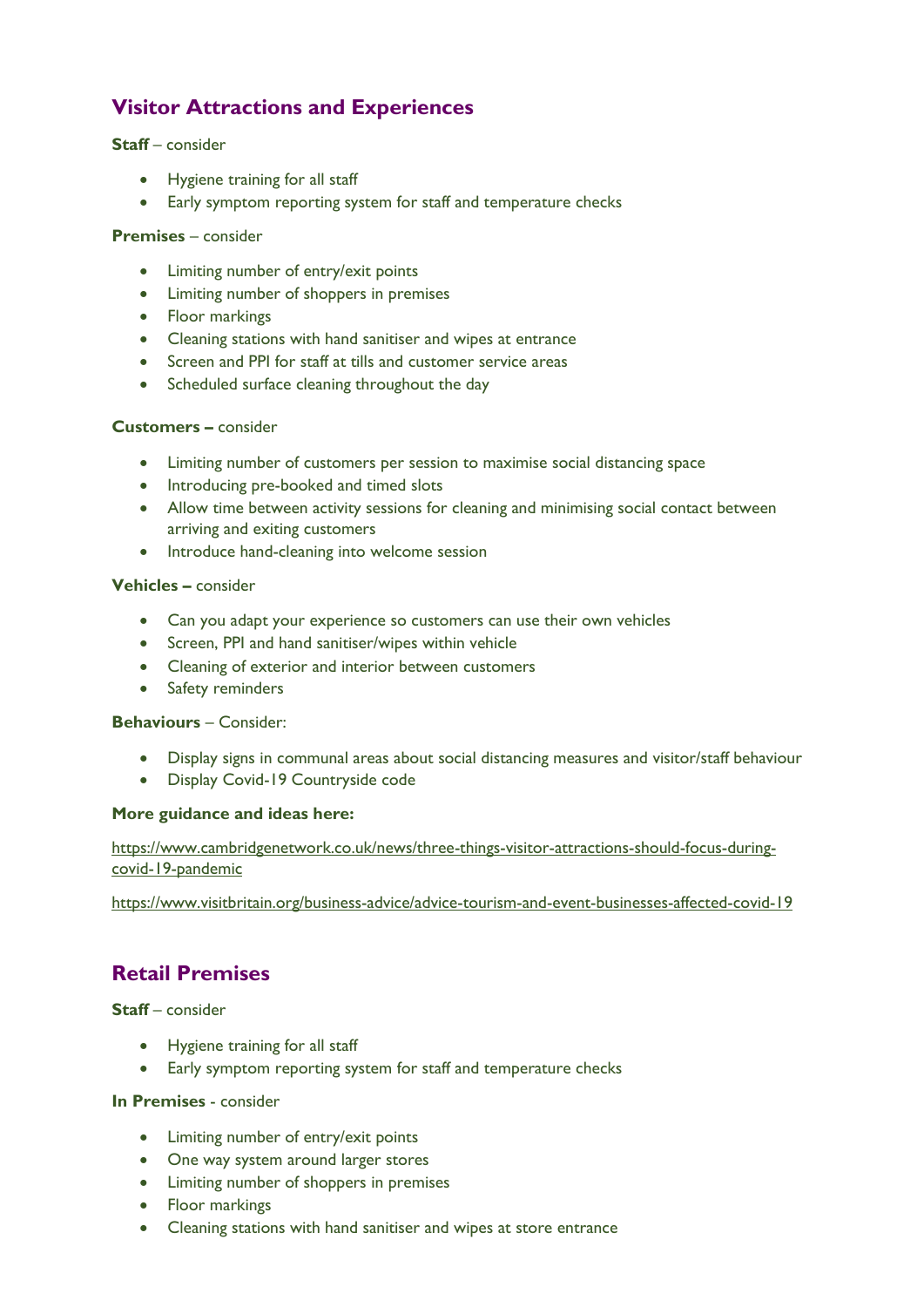## Visitor Attractions and Experiences

**Staff** – consider

- Hygiene training for all staff
- Early symptom reporting system for staff and temperature checks

**Premises** – consider

- Limiting number of entry/exit points
- Limiting number of shoppers in premises
- Floor markings
- Cleaning stations with hand sanitiser and wipes at entrance
- Screen and PPI for staff at tills and customer service areas
- Scheduled surface cleaning throughout the day

**Customers –** consider

- Limiting number of customers per session to maximise social distancing space
- Introducing pre-booked and timed slots
- Allow time between activity sessions for cleaning and minimising social contact between arriving and exiting customers
- Introduce hand-cleaning into welcome session

**Vehicles –** consider

- Can you adapt your experience so customers can use their own vehicles
- Screen, PPI and hand sanitiser/wipes within vehicle
- Cleaning of exterior and interior between customers
- Safety reminders

**Behaviours** – Consider:

- Display signs in communal areas about social distancing measures and visitor/staff behaviour
- Display Covid-19 Countryside code

**More guidance and ideas here:**

https://www.cambridgenetwork.co.uk/news/three-things-visitor-attractions-should-focus-during-covid-19-pandemic

https://www.visitbritain.org/business-advice/advice-tourism-and-event-businesses-affected-covid-19

## Retail Premises

**Staff** – consider

- Hygiene training for all staff
- Early symptom reporting system for staff and temperature checks

**In Premises** - consider

- Limiting number of entry/exit points
- One way system around larger stores
- Limiting number of shoppers in premises
- Floor markings
- Cleaning stations with hand sanitiser and wipes at store entrance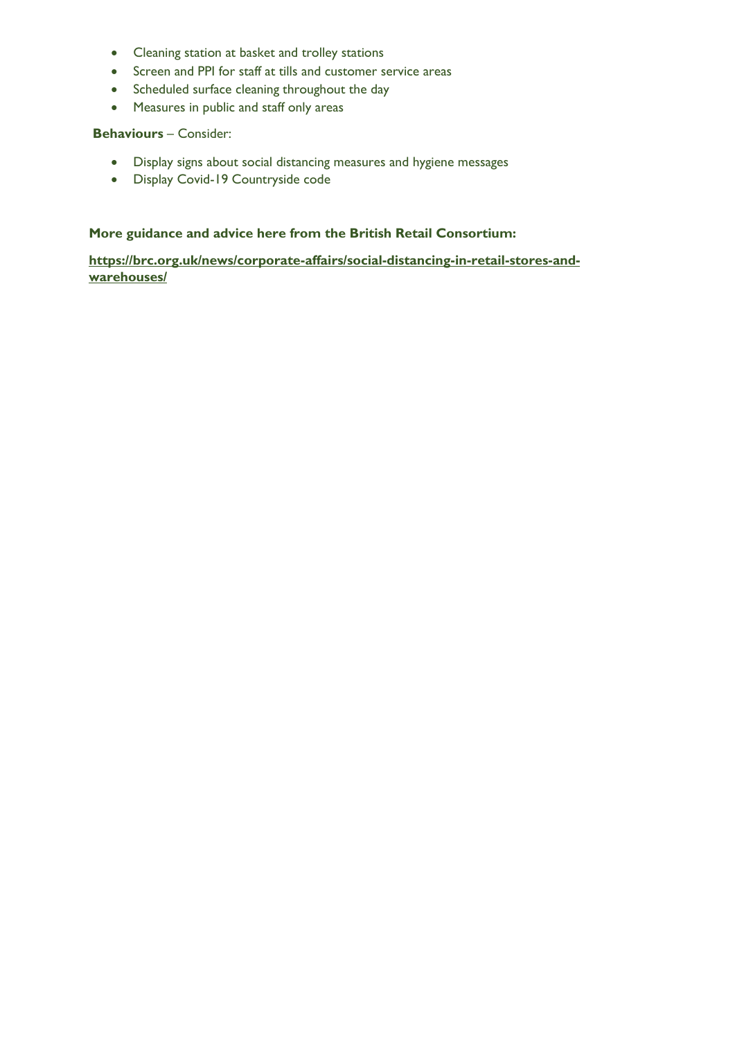- Cleaning station at basket and trolley stations
- Screen and PPI for staff at tills and customer service areas
- Scheduled surface cleaning throughout the day
- Measures in public and staff only areas

**Behaviours** – Consider:

- Display signs about social distancing measures and hygiene messages
- Display Covid-19 Countryside code

**More guidance and advice here from the British Retail Consortium:**

**https://brc.org.uk/news/corporate-affairs/social-distancing-in-retail-stores-and-warehouses/**